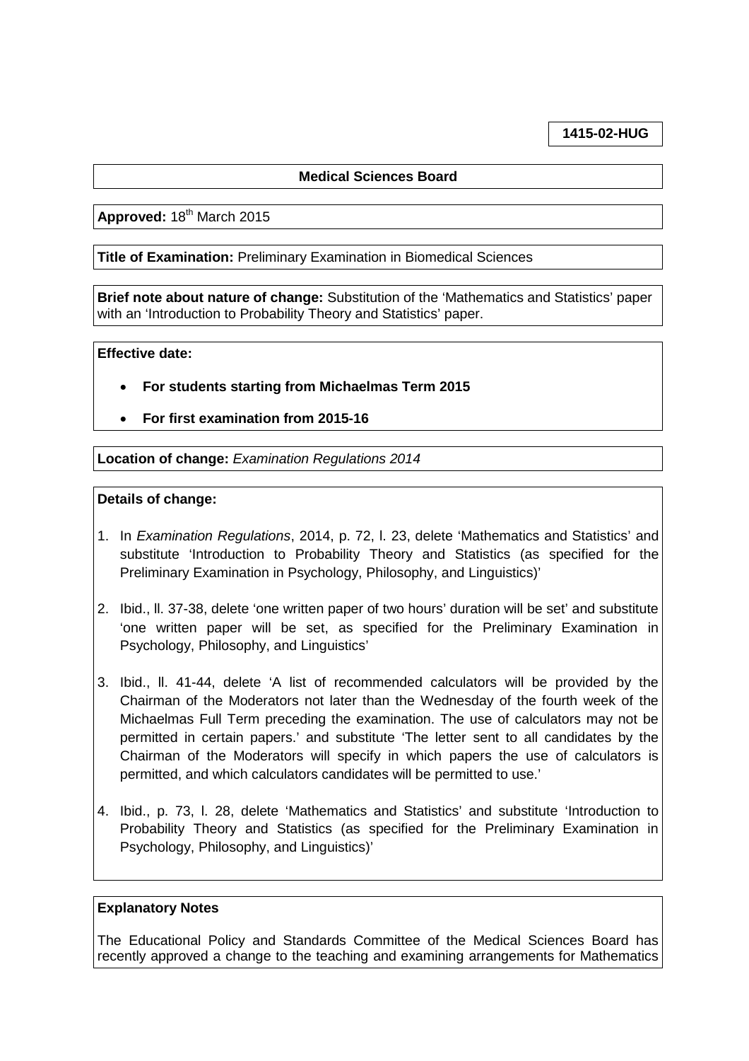**1415-02-HUG**

**Medical Sciences Board**

**Approved:** 18th March 2015

**Title of Examination:** Preliminary Examination in Biomedical Sciences

**Brief note about nature of change:** Substitution of the 'Mathematics and Statistics' paper with an 'Introduction to Probability Theory and Statistics' paper.

**Effective date:**

- **For students starting from Michaelmas Term 2015**
- **For first examination from 2015-16**

**Location of change:** *Examination Regulations 2014*

**Details of change:**

1. In *Examination Regulations*, 2014, p. 72, l. 23, delete 'Mathematics and Statistics' and substitute 'Introduction to Probability Theory and Statistics (as specified for the Preliminary Examination in Psychology, Philosophy, and Linguistics)'
2. Ibid., ll. 37-38, delete 'one written paper of two hours' duration will be set' and substitute 'one written paper will be set, as specified for the Preliminary Examination in Psychology, Philosophy, and Linguistics'
3. Ibid., ll. 41-44, delete 'A list of recommended calculators will be provided by the Chairman of the Moderators not later than the Wednesday of the fourth week of the Michaelmas Full Term preceding the examination. The use of calculators may not be permitted in certain papers.' and substitute 'The letter sent to all candidates by the Chairman of the Moderators will specify in which papers the use of calculators is permitted, and which calculators candidates will be permitted to use.'
4. Ibid., p. 73, l. 28, delete 'Mathematics and Statistics' and substitute 'Introduction to Probability Theory and Statistics (as specified for the Preliminary Examination in Psychology, Philosophy, and Linguistics)'

**Explanatory Notes**

The Educational Policy and Standards Committee of the Medical Sciences Board has recently approved a change to the teaching and examining arrangements for Mathematics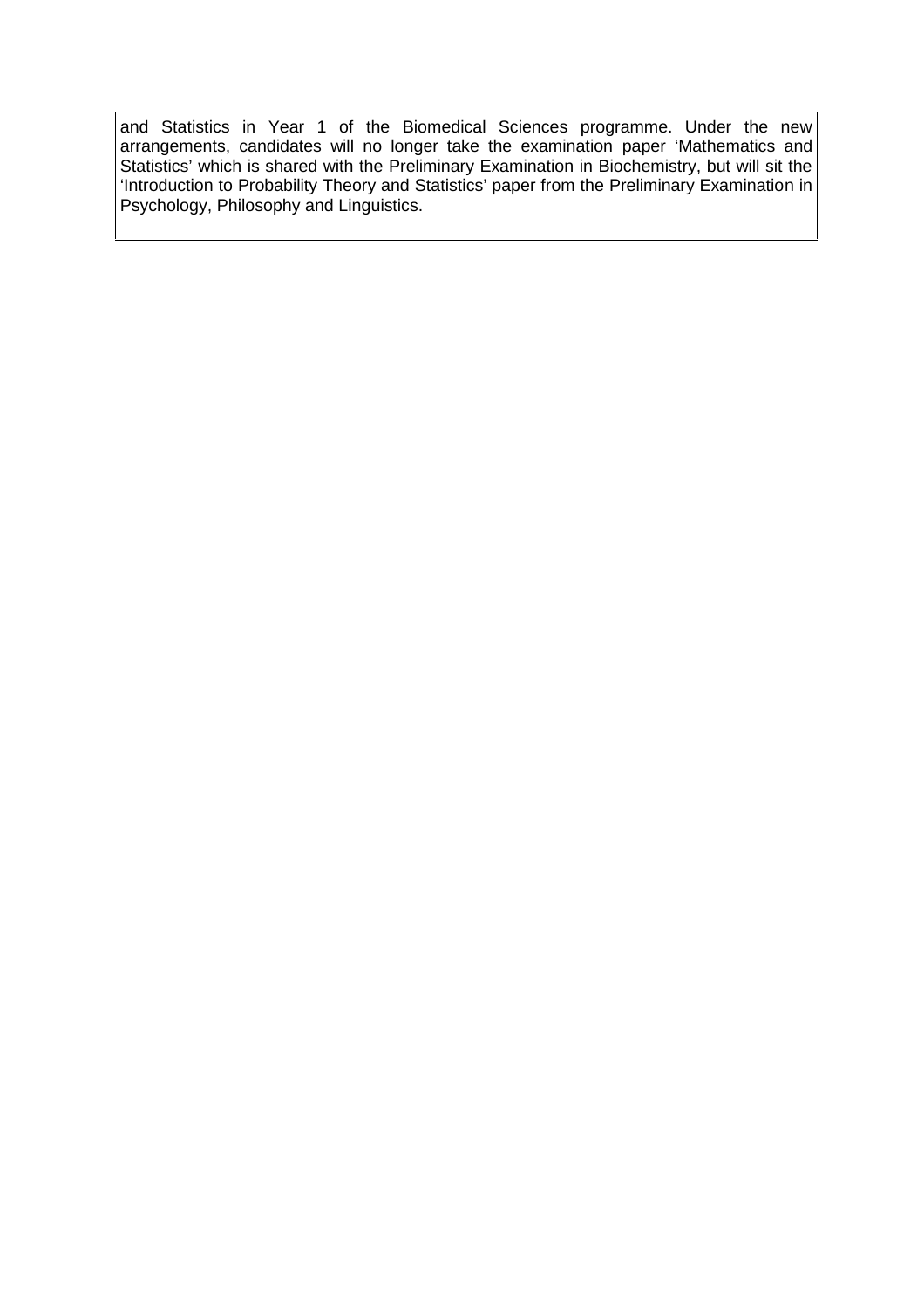and Statistics in Year 1 of the Biomedical Sciences programme. Under the new arrangements, candidates will no longer take the examination paper 'Mathematics and Statistics' which is shared with the Preliminary Examination in Biochemistry, but will sit the 'Introduction to Probability Theory and Statistics' paper from the Preliminary Examination in Psychology, Philosophy and Linguistics.